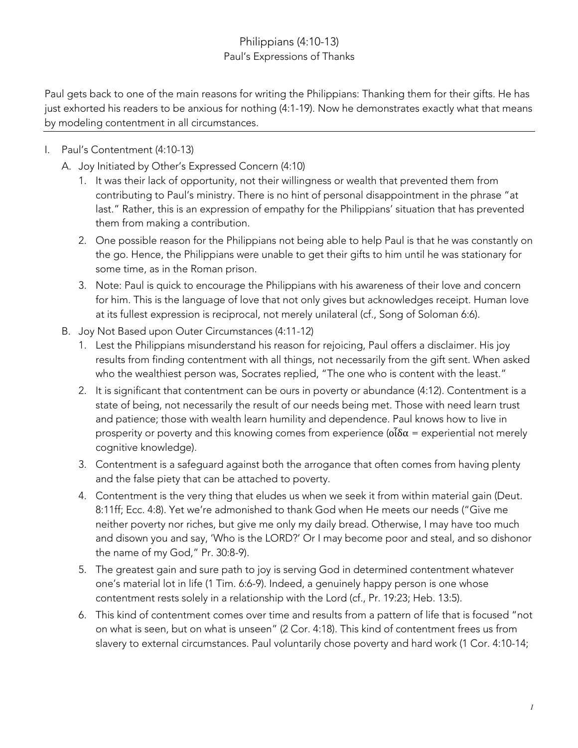# Philippians (4:10-13)
## Paul's Expressions of Thanks

Paul gets back to one of the main reasons for writing the Philippians: Thanking them for their gifts. He has just exhorted his readers to be anxious for nothing (4:1-19). Now he demonstrates exactly what that means by modeling contentment in all circumstances.

---

I. Paul's Contentment (4:10-13)

   A. Joy Initiated by Other's Expressed Concern (4:10)

      1. It was their lack of opportunity, not their willingness or wealth that prevented them from contributing to Paul's ministry. There is no hint of personal disappointment in the phrase "at last." Rather, this is an expression of empathy for the Philippians' situation that has prevented them from making a contribution.
      2. One possible reason for the Philippians not being able to help Paul is that he was constantly on the go. Hence, the Philippians were unable to get their gifts to him until he was stationary for some time, as in the Roman prison.
      3. Note: Paul is quick to encourage the Philippians with his awareness of their love and concern for him. This is the language of love that not only gives but acknowledges receipt. Human love at its fullest expression is reciprocal, not merely unilateral (cf., Song of Soloman 6:6).

   B. Joy Not Based upon Outer Circumstances (4:11-12)

      1. Lest the Philippians misunderstand his reason for rejoicing, Paul offers a disclaimer. His joy results from finding contentment with all things, not necessarily from the gift sent. When asked who the wealthiest person was, Socrates replied, "The one who is content with the least."
      2. It is significant that contentment can be ours in poverty or abundance (4:12). Contentment is a state of being, not necessarily the result of our needs being met. Those with need learn trust and patience; those with wealth learn humility and dependence. Paul knows how to live in prosperity or poverty and this knowing comes from experience (οἶδα = experiential not merely cognitive knowledge).
      3. Contentment is a safeguard against both the arrogance that often comes from having plenty and the false piety that can be attached to poverty.
      4. Contentment is the very thing that eludes us when we seek it from within material gain (Deut. 8:11ff; Ecc. 4:8). Yet we're admonished to thank God when He meets our needs ("Give me neither poverty nor riches, but give me only my daily bread. Otherwise, I may have too much and disown you and say, 'Who is the LORD?' Or I may become poor and steal, and so dishonor the name of my God," Pr. 30:8-9).
      5. The greatest gain and sure path to joy is serving God in determined contentment whatever one's material lot in life (1 Tim. 6:6-9). Indeed, a genuinely happy person is one whose contentment rests solely in a relationship with the Lord (cf., Pr. 19:23; Heb. 13:5).
      6. This kind of contentment comes over time and results from a pattern of life that is focused "not on what is seen, but on what is unseen" (2 Cor. 4:18). This kind of contentment frees us from slavery to external circumstances. Paul voluntarily chose poverty and hard work (1 Cor. 4:10-14;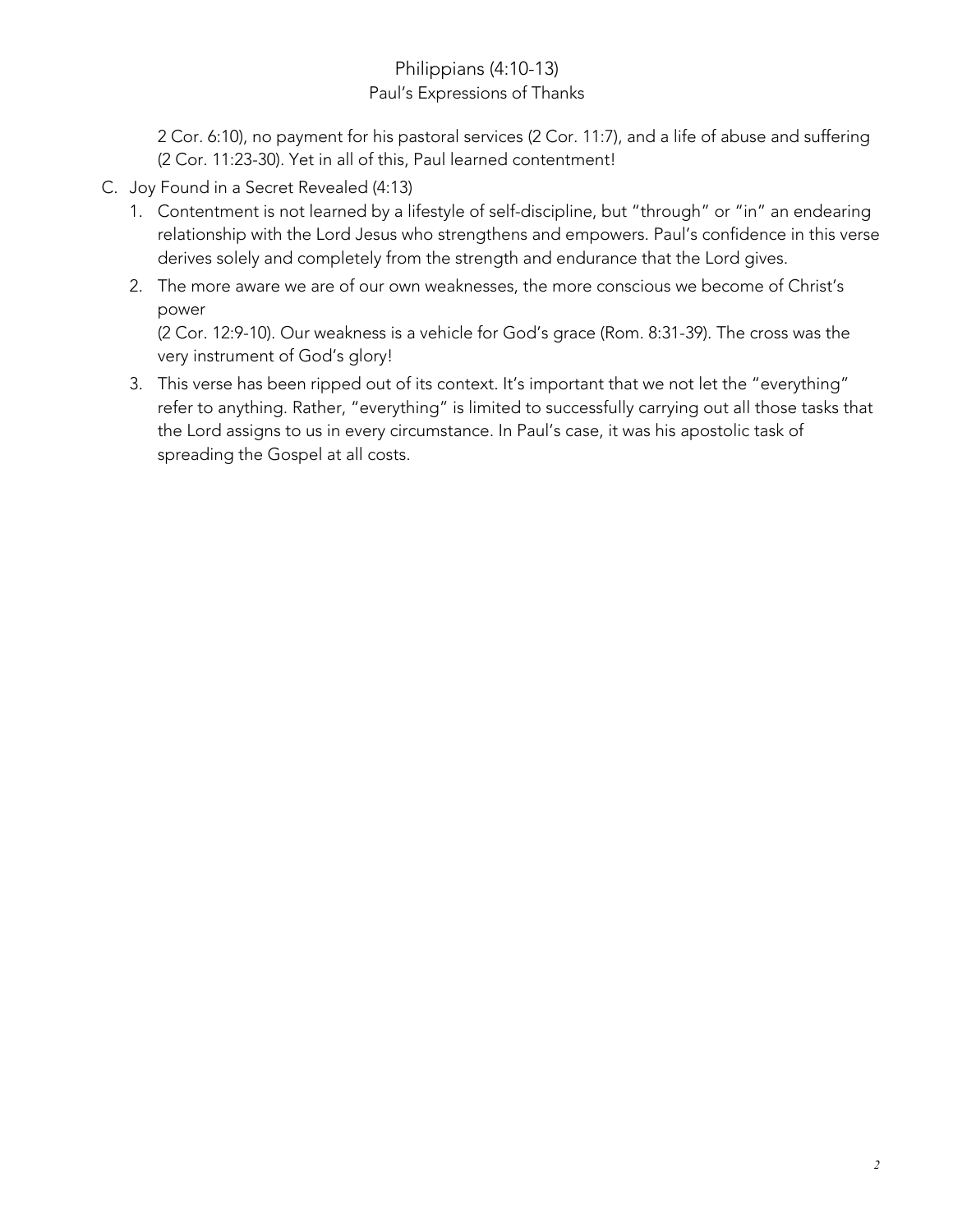2 Cor. 6:10), no payment for his pastoral services (2 Cor. 11:7), and a life of abuse and suffering (2 Cor. 11:23-30). Yet in all of this, Paul learned contentment!

C. Joy Found in a Secret Revealed (4:13)

1. Contentment is not learned by a lifestyle of self-discipline, but "through" or "in" an endearing relationship with the Lord Jesus who strengthens and empowers. Paul's confidence in this verse derives solely and completely from the strength and endurance that the Lord gives.
2. The more aware we are of our own weaknesses, the more conscious we become of Christ's power (2 Cor. 12:9-10). Our weakness is a vehicle for God's grace (Rom. 8:31-39). The cross was the very instrument of God's glory!
3. This verse has been ripped out of its context. It's important that we not let the "everything" refer to anything. Rather, "everything" is limited to successfully carrying out all those tasks that the Lord assigns to us in every circumstance. In Paul's case, it was his apostolic task of spreading the Gospel at all costs.